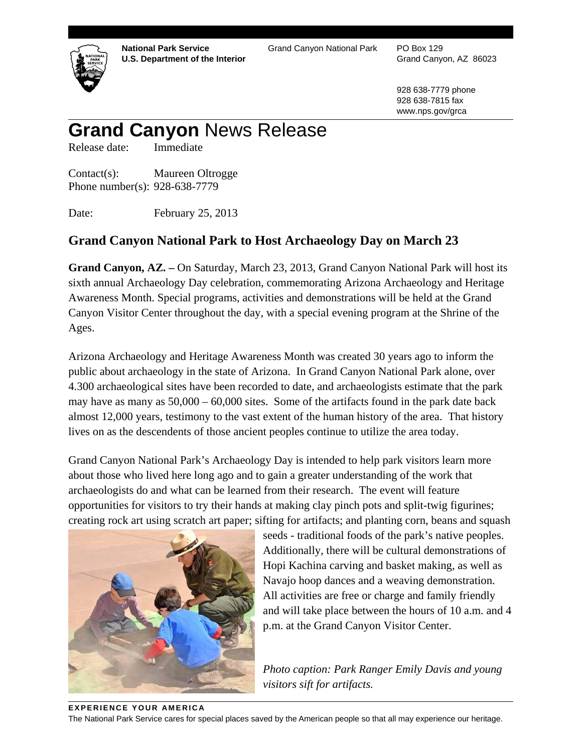**National Park Service**
**U.S. Department of the Interior**

Grand Canyon National Park

PO Box 129
Grand Canyon, AZ 86023

928 638-7779 phone
928 638-7815 fax
www.nps.gov/grca

# **Grand Canyon** News Release

Release date: Immediate

Contact(s): Maureen Oltrogge
Phone number(s): 928-638-7779

Date: February 25, 2013

## Grand Canyon National Park to Host Archaeology Day on March 23

**Grand Canyon, AZ. –** On Saturday, March 23, 2013, Grand Canyon National Park will host its sixth annual Archaeology Day celebration, commemorating Arizona Archaeology and Heritage Awareness Month. Special programs, activities and demonstrations will be held at the Grand Canyon Visitor Center throughout the day, with a special evening program at the Shrine of the Ages.

Arizona Archaeology and Heritage Awareness Month was created 30 years ago to inform the public about archaeology in the state of Arizona. In Grand Canyon National Park alone, over 4.300 archaeological sites have been recorded to date, and archaeologists estimate that the park may have as many as 50,000 – 60,000 sites. Some of the artifacts found in the park date back almost 12,000 years, testimony to the vast extent of the human history of the area. That history lives on as the descendents of those ancient peoples continue to utilize the area today.

Grand Canyon National Park's Archaeology Day is intended to help park visitors learn more about those who lived here long ago and to gain a greater understanding of the work that archaeologists do and what can be learned from their research. The event will feature opportunities for visitors to try their hands at making clay pinch pots and split-twig figurines; creating rock art using scratch art paper; sifting for artifacts; and planting corn, beans and squash seeds - traditional foods of the park's native peoples. Additionally, there will be cultural demonstrations of Hopi Kachina carving and basket making, as well as Navajo hoop dances and a weaving demonstration. All activities are free or charge and family friendly and will take place between the hours of 10 a.m. and 4 p.m. at the Grand Canyon Visitor Center.

*Photo caption: Park Ranger Emily Davis and young visitors sift for artifacts.*

**EXPERIENCE YOUR AMERICA**
The National Park Service cares for special places saved by the American people so that all may experience our heritage.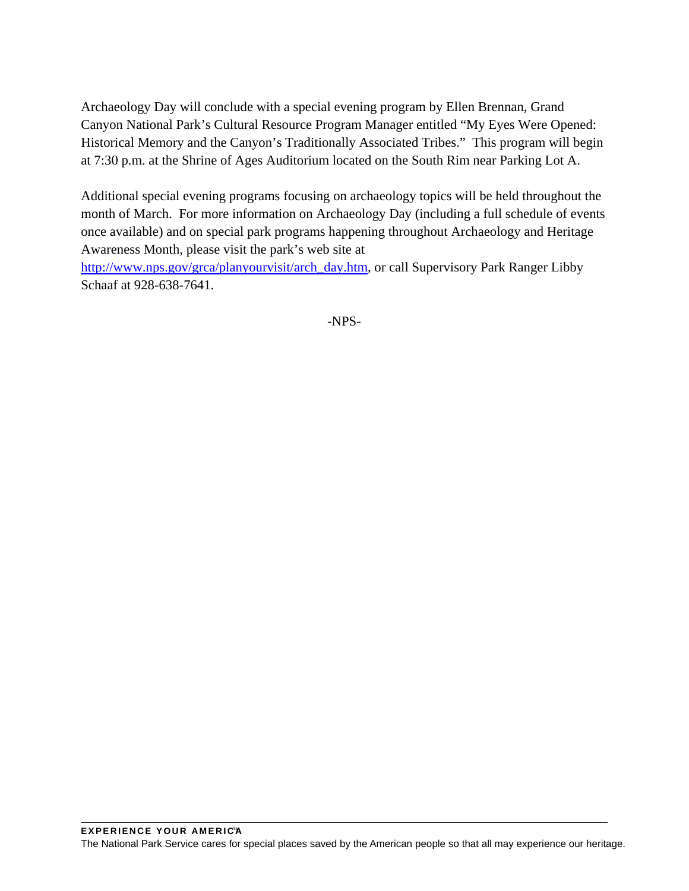Archaeology Day will conclude with a special evening program by Ellen Brennan, Grand Canyon National Park's Cultural Resource Program Manager entitled "My Eyes Were Opened: Historical Memory and the Canyon's Traditionally Associated Tribes." This program will begin at 7:30 p.m. at the Shrine of Ages Auditorium located on the South Rim near Parking Lot A.

Additional special evening programs focusing on archaeology topics will be held throughout the month of March. For more information on Archaeology Day (including a full schedule of events once available) and on special park programs happening throughout Archaeology and Heritage Awareness Month, please visit the park's web site at http://www.nps.gov/grca/planyourvisit/arch_day.htm, or call Supervisory Park Ranger Libby Schaaf at 928-638-7641.

-NPS-

**EXPERIENCE YOUR AMERICA™**
The National Park Service cares for special places saved by the American people so that all may experience our heritage.